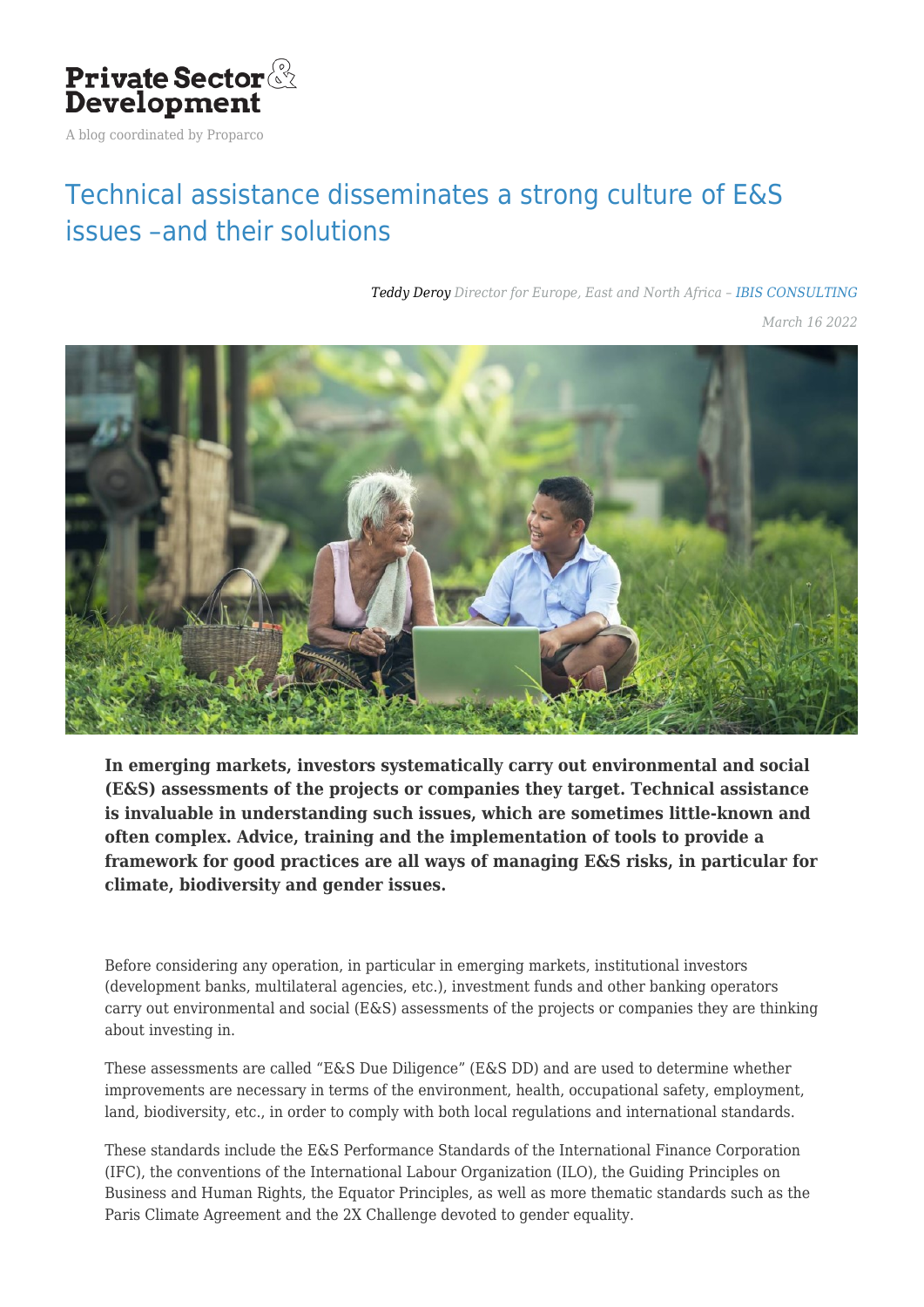Private Sector & Development

A blog coordinated by Proparco

# Technical assistance disseminates a strong culture of E&S issues –and their solutions

*Teddy Deroy Director for Europe, East and North Africa – IBIS CONSULTING*

*March 16 2022*

**In emerging markets, investors systematically carry out environmental and social (E&S) assessments of the projects or companies they target. Technical assistance is invaluable in understanding such issues, which are sometimes little-known and often complex. Advice, training and the implementation of tools to provide a framework for good practices are all ways of managing E&S risks, in particular for climate, biodiversity and gender issues.**

Before considering any operation, in particular in emerging markets, institutional investors (development banks, multilateral agencies, etc.), investment funds and other banking operators carry out environmental and social (E&S) assessments of the projects or companies they are thinking about investing in.

These assessments are called "E&S Due Diligence" (E&S DD) and are used to determine whether improvements are necessary in terms of the environment, health, occupational safety, employment, land, biodiversity, etc., in order to comply with both local regulations and international standards.

These standards include the E&S Performance Standards of the International Finance Corporation (IFC), the conventions of the International Labour Organization (ILO), the Guiding Principles on Business and Human Rights, the Equator Principles, as well as more thematic standards such as the Paris Climate Agreement and the 2X Challenge devoted to gender equality.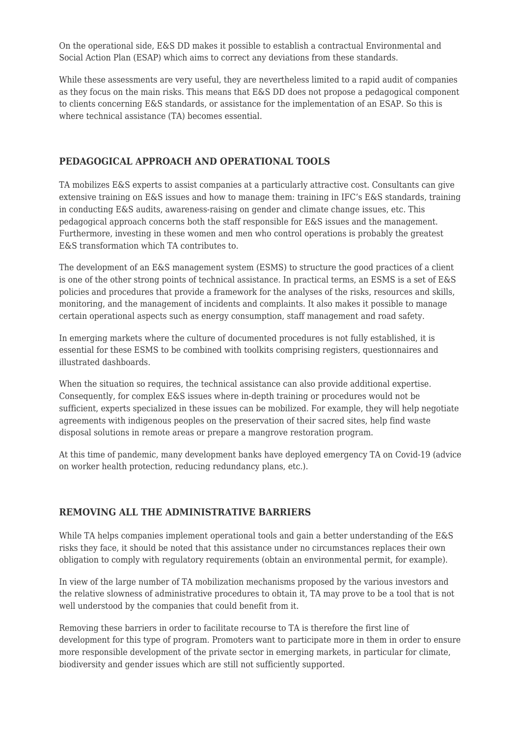On the operational side, E&S DD makes it possible to establish a contractual Environmental and Social Action Plan (ESAP) which aims to correct any deviations from these standards.

While these assessments are very useful, they are nevertheless limited to a rapid audit of companies as they focus on the main risks. This means that E&S DD does not propose a pedagogical component to clients concerning E&S standards, or assistance for the implementation of an ESAP. So this is where technical assistance (TA) becomes essential.

## PEDAGOGICAL APPROACH AND OPERATIONAL TOOLS

TA mobilizes E&S experts to assist companies at a particularly attractive cost. Consultants can give extensive training on E&S issues and how to manage them: training in IFC's E&S standards, training in conducting E&S audits, awareness-raising on gender and climate change issues, etc. This pedagogical approach concerns both the staff responsible for E&S issues and the management. Furthermore, investing in these women and men who control operations is probably the greatest E&S transformation which TA contributes to.

The development of an E&S management system (ESMS) to structure the good practices of a client is one of the other strong points of technical assistance. In practical terms, an ESMS is a set of E&S policies and procedures that provide a framework for the analyses of the risks, resources and skills, monitoring, and the management of incidents and complaints. It also makes it possible to manage certain operational aspects such as energy consumption, staff management and road safety.

In emerging markets where the culture of documented procedures is not fully established, it is essential for these ESMS to be combined with toolkits comprising registers, questionnaires and illustrated dashboards.

When the situation so requires, the technical assistance can also provide additional expertise. Consequently, for complex E&S issues where in-depth training or procedures would not be sufficient, experts specialized in these issues can be mobilized. For example, they will help negotiate agreements with indigenous peoples on the preservation of their sacred sites, help find waste disposal solutions in remote areas or prepare a mangrove restoration program.

At this time of pandemic, many development banks have deployed emergency TA on Covid-19 (advice on worker health protection, reducing redundancy plans, etc.).

## REMOVING ALL THE ADMINISTRATIVE BARRIERS

While TA helps companies implement operational tools and gain a better understanding of the E&S risks they face, it should be noted that this assistance under no circumstances replaces their own obligation to comply with regulatory requirements (obtain an environmental permit, for example).

In view of the large number of TA mobilization mechanisms proposed by the various investors and the relative slowness of administrative procedures to obtain it, TA may prove to be a tool that is not well understood by the companies that could benefit from it.

Removing these barriers in order to facilitate recourse to TA is therefore the first line of development for this type of program. Promoters want to participate more in them in order to ensure more responsible development of the private sector in emerging markets, in particular for climate, biodiversity and gender issues which are still not sufficiently supported.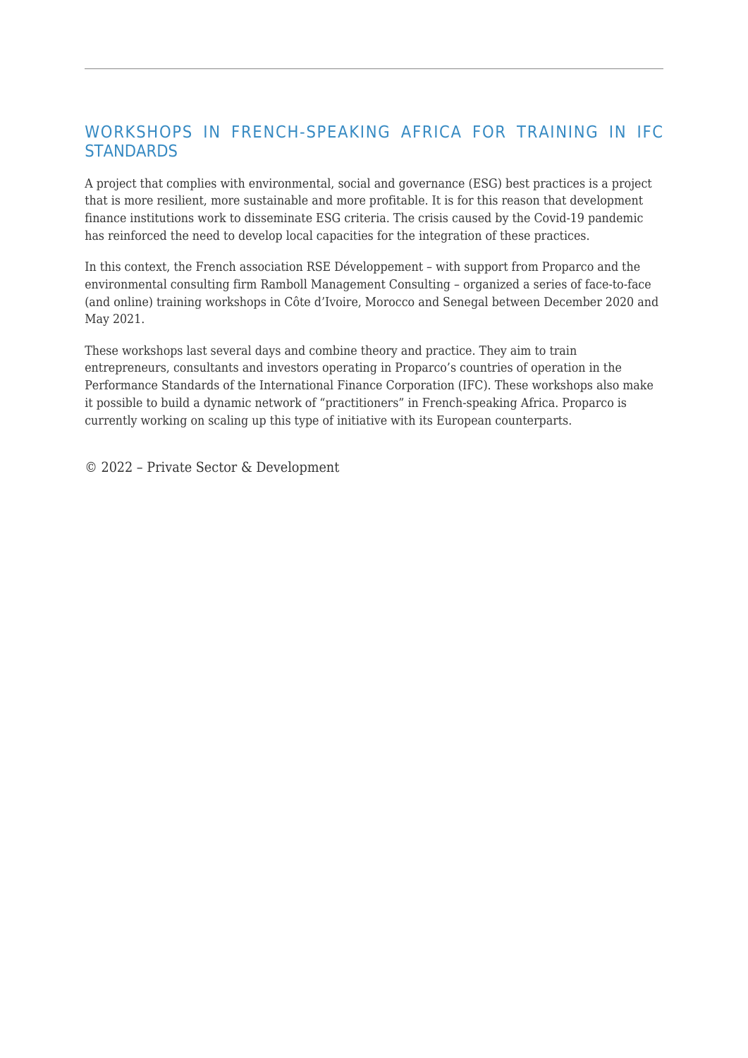## WORKSHOPS IN FRENCH-SPEAKING AFRICA FOR TRAINING IN IFC STANDARDS

A project that complies with environmental, social and governance (ESG) best practices is a project that is more resilient, more sustainable and more profitable. It is for this reason that development finance institutions work to disseminate ESG criteria. The crisis caused by the Covid-19 pandemic has reinforced the need to develop local capacities for the integration of these practices.

In this context, the French association RSE Développement – with support from Proparco and the environmental consulting firm Ramboll Management Consulting – organized a series of face-to-face (and online) training workshops in Côte d'Ivoire, Morocco and Senegal between December 2020 and May 2021.

These workshops last several days and combine theory and practice. They aim to train entrepreneurs, consultants and investors operating in Proparco's countries of operation in the Performance Standards of the International Finance Corporation (IFC). These workshops also make it possible to build a dynamic network of "practitioners" in French-speaking Africa. Proparco is currently working on scaling up this type of initiative with its European counterparts.

© 2022 – Private Sector & Development